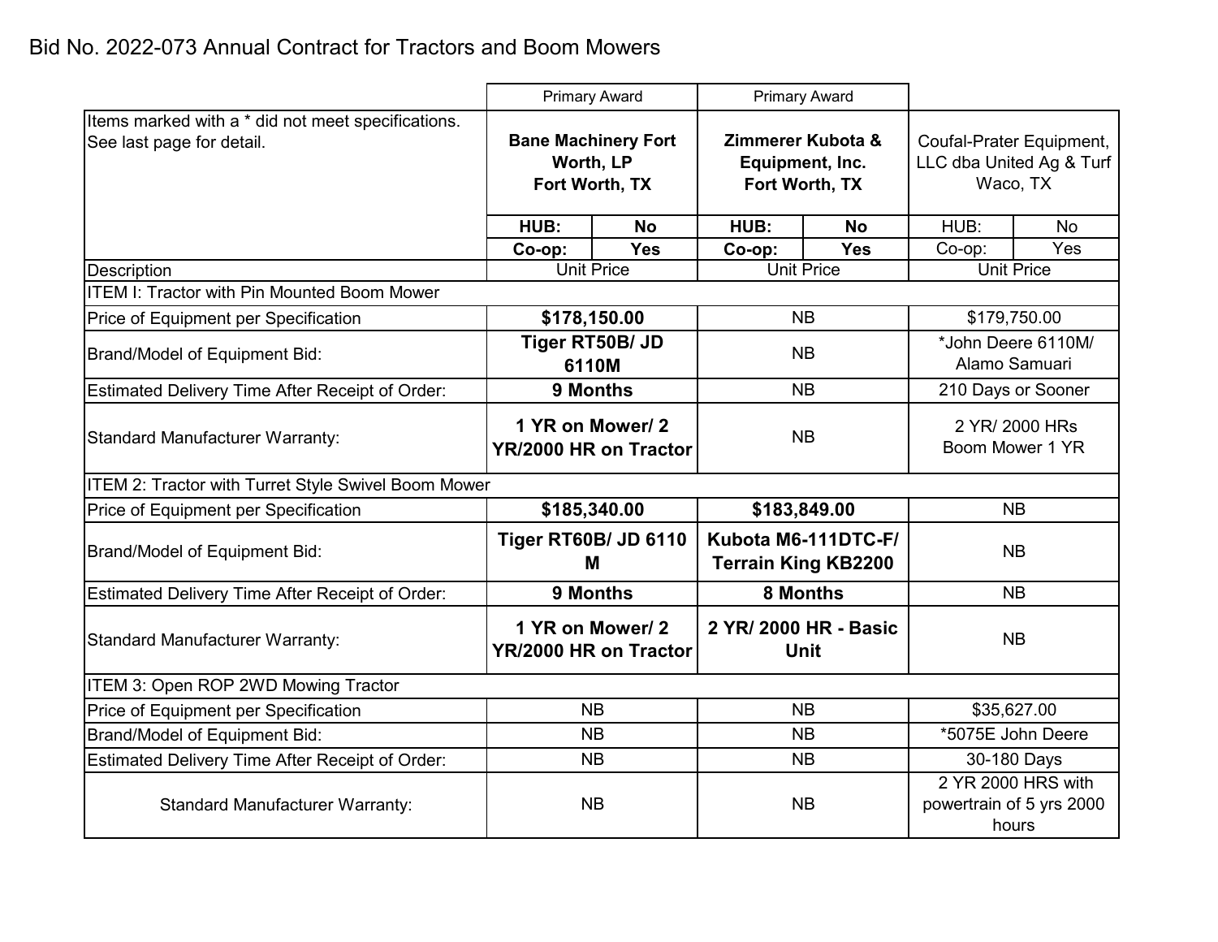# Bid No. 2022-073 Annual Contract for Tractors and Boom Mowers

| | Primary Award | | Primary Award | | | |
|---|---|---|---|---|---|---|
| Items marked with a * did not meet specifications. See last page for detail. | **Bane Machinery Fort Worth, LP Fort Worth, TX** | | **Zimmerer Kubota & Equipment, Inc. Fort Worth, TX** | | Coufal-Prater Equipment, LLC dba United Ag & Turf Waco, TX | |
| | **HUB:** | **No** | **HUB:** | **No** | HUB: | No |
| | **Co-op:** | **Yes** | **Co-op:** | **Yes** | Co-op: | Yes |
| Description | Unit Price | | Unit Price | | Unit Price | |
| ITEM I: Tractor with Pin Mounted Boom Mower | | | | | | |
| Price of Equipment per Specification | **$178,150.00** | | NB | | $179,750.00 | |
| Brand/Model of Equipment Bid: | **Tiger RT50B/ JD 6110M** | | NB | | *John Deere 6110M/ Alamo Samuari | |
| Estimated Delivery Time After Receipt of Order: | **9 Months** | | NB | | 210 Days or Sooner | |
| Standard Manufacturer Warranty: | **1 YR on Mower/ 2 YR/2000 HR on Tractor** | | NB | | 2 YR/ 2000 HRs Boom Mower 1 YR | |
| ITEM 2: Tractor with Turret Style Swivel Boom Mower | | | | | | |
| Price of Equipment per Specification | **$185,340.00** | | **$183,849.00** | | NB | |
| Brand/Model of Equipment Bid: | **Tiger RT60B/ JD 6110 M** | | **Kubota M6-111DTC-F/ Terrain King KB2200** | | NB | |
| Estimated Delivery Time After Receipt of Order: | **9 Months** | | **8 Months** | | NB | |
| Standard Manufacturer Warranty: | **1 YR on Mower/ 2 YR/2000 HR on Tractor** | | **2 YR/ 2000 HR - Basic Unit** | | NB | |
| ITEM 3: Open ROP 2WD Mowing Tractor | | | | | | |
| Price of Equipment per Specification | NB | | NB | | $35,627.00 | |
| Brand/Model of Equipment Bid: | NB | | NB | | *5075E John Deere | |
| Estimated Delivery Time After Receipt of Order: | NB | | NB | | 30-180 Days | |
| Standard Manufacturer Warranty: | NB | | NB | | 2 YR 2000 HRS with powertrain of 5 yrs 2000 hours | |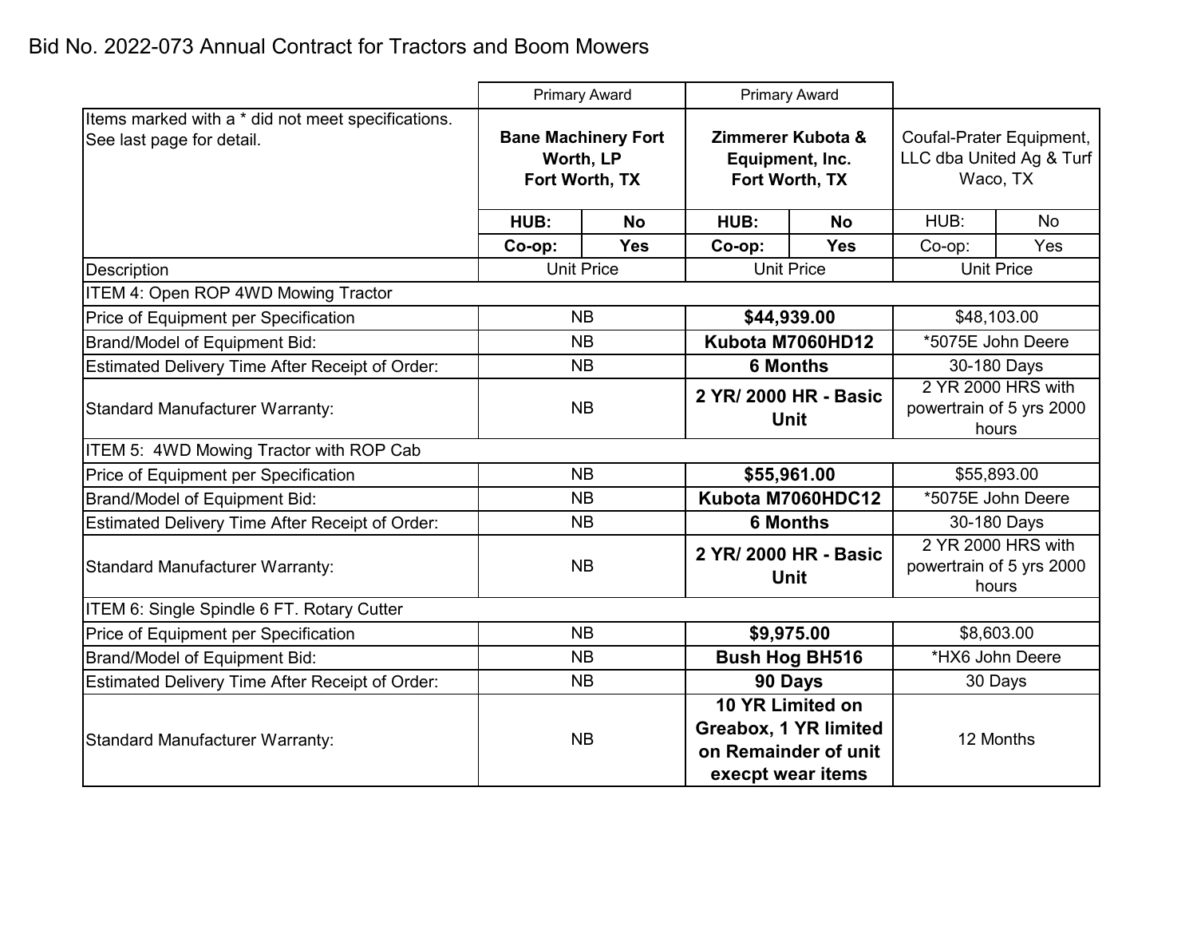# Bid No. 2022-073 Annual Contract for Tractors and Boom Mowers

| | Primary Award | | Primary Award | | | |
|---|---|---|---|---|---|---|
| Items marked with a * did not meet specifications. See last page for detail. | **Bane Machinery Fort Worth, LP Fort Worth, TX** | | **Zimmerer Kubota & Equipment, Inc. Fort Worth, TX** | | Coufal-Prater Equipment, LLC dba United Ag & Turf Waco, TX | |
| | **HUB:** | **No** | **HUB:** | **No** | HUB: | No |
| | **Co-op:** | **Yes** | **Co-op:** | **Yes** | Co-op: | Yes |
| Description | Unit Price | | Unit Price | | Unit Price | |
| ITEM 4: Open ROP 4WD Mowing Tractor | | | | | | |
| Price of Equipment per Specification | NB | | **$44,939.00** | | $48,103.00 | |
| Brand/Model of Equipment Bid: | NB | | **Kubota M7060HD12** | | *5075E John Deere | |
| Estimated Delivery Time After Receipt of Order: | NB | | **6 Months** | | 30-180 Days | |
| Standard Manufacturer Warranty: | NB | | **2 YR/ 2000 HR - Basic Unit** | | 2 YR 2000 HRS with powertrain of 5 yrs 2000 hours | |
| ITEM 5: 4WD Mowing Tractor with ROP Cab | | | | | | |
| Price of Equipment per Specification | NB | | **$55,961.00** | | $55,893.00 | |
| Brand/Model of Equipment Bid: | NB | | **Kubota M7060HDC12** | | *5075E John Deere | |
| Estimated Delivery Time After Receipt of Order: | NB | | **6 Months** | | 30-180 Days | |
| Standard Manufacturer Warranty: | NB | | **2 YR/ 2000 HR - Basic Unit** | | 2 YR 2000 HRS with powertrain of 5 yrs 2000 hours | |
| ITEM 6: Single Spindle 6 FT. Rotary Cutter | | | | | | |
| Price of Equipment per Specification | NB | | **$9,975.00** | | $8,603.00 | |
| Brand/Model of Equipment Bid: | NB | | **Bush Hog BH516** | | *HX6 John Deere | |
| Estimated Delivery Time After Receipt of Order: | NB | | **90 Days** | | 30 Days | |
| Standard Manufacturer Warranty: | NB | | **10 YR Limited on Greabox, 1 YR limited on Remainder of unit execpt wear items** | | 12 Months | |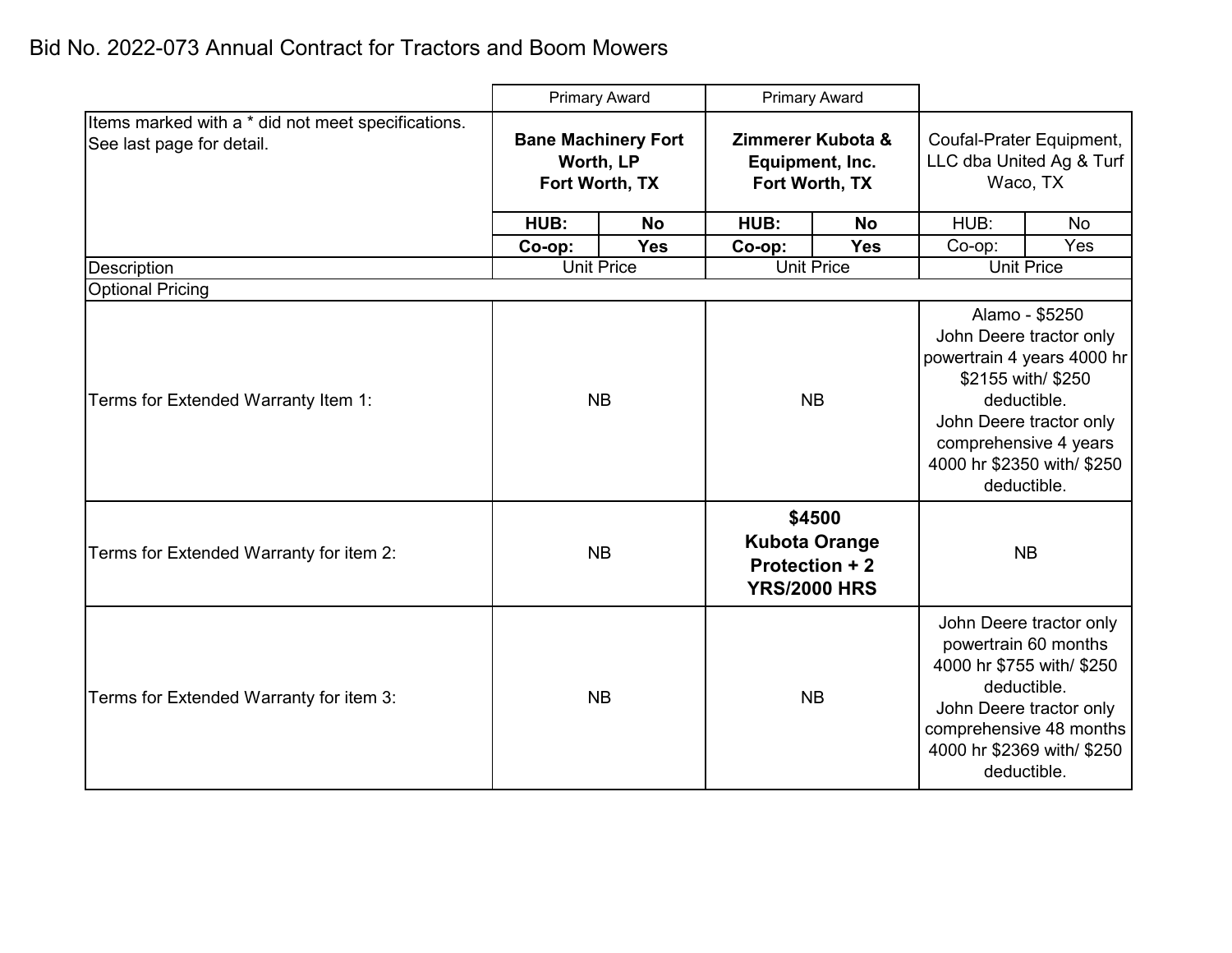# Bid No. 2022-073 Annual Contract for Tractors and Boom Mowers

| | Primary Award | | Primary Award | | | |
|---|---|---|---|---|---|---|
| Items marked with a * did not meet specifications. See last page for detail. | **Bane Machinery Fort Worth, LP Fort Worth, TX** | | **Zimmerer Kubota & Equipment, Inc. Fort Worth, TX** | | Coufal-Prater Equipment, LLC dba United Ag & Turf Waco, TX | |
| | **HUB:** | **No** | **HUB:** | **No** | HUB: | No |
| | **Co-op:** | **Yes** | **Co-op:** | **Yes** | Co-op: | Yes |
| Description | Unit Price | | Unit Price | | Unit Price | |
| Optional Pricing | | | | | | |
| Terms for Extended Warranty Item 1: | NB | | NB | | Alamo - $5250 John Deere tractor only powertrain 4 years 4000 hr $2155 with/ $250 deductible. John Deere tractor only comprehensive 4 years 4000 hr $2350 with/ $250 deductible. | |
| Terms for Extended Warranty for item 2: | NB | | **$4500 Kubota Orange Protection + 2 YRS/2000 HRS** | | NB | |
| Terms for Extended Warranty for item 3: | NB | | NB | | John Deere tractor only powertrain 60 months 4000 hr $755 with/ $250 deductible. John Deere tractor only comprehensive 48 months 4000 hr $2369 with/ $250 deductible. | |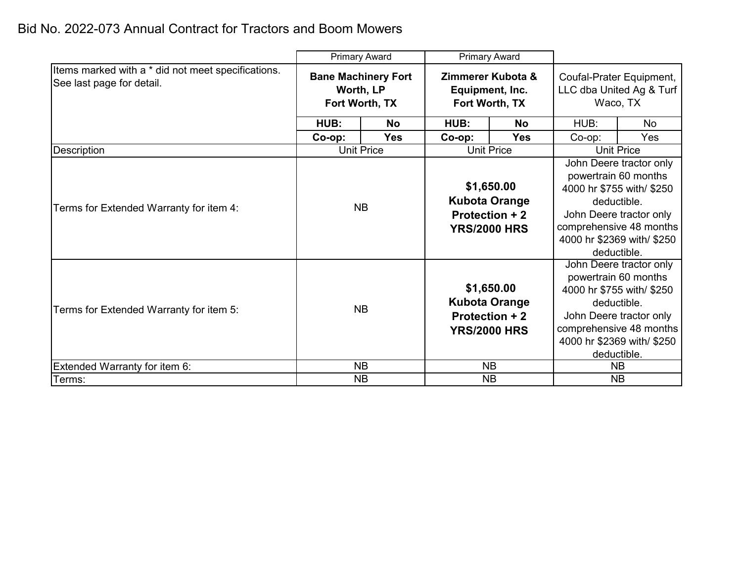Bid No. 2022-073 Annual Contract for Tractors and Boom Mowers

| | Primary Award | | Primary Award | | | |
|---|---|---|---|---|---|---|
| Items marked with a * did not meet specifications. See last page for detail. | **Bane Machinery Fort Worth, LP Fort Worth, TX** | | **Zimmerer Kubota & Equipment, Inc. Fort Worth, TX** | | Coufal-Prater Equipment, LLC dba United Ag & Turf Waco, TX | |
| | **HUB:** | **No** | **HUB:** | **No** | HUB: | No |
| | **Co-op:** | **Yes** | **Co-op:** | **Yes** | Co-op: | Yes |
| Description | Unit Price | | Unit Price | | Unit Price | |
| Terms for Extended Warranty for item 4: | NB | | **$1,650.00 Kubota Orange Protection + 2 YRS/2000 HRS** | | John Deere tractor only powertrain 60 months 4000 hr $755 with/ $250 deductible. John Deere tractor only comprehensive 48 months 4000 hr $2369 with/ $250 deductible. | |
| Terms for Extended Warranty for item 5: | NB | | **$1,650.00 Kubota Orange Protection + 2 YRS/2000 HRS** | | John Deere tractor only powertrain 60 months 4000 hr $755 with/ $250 deductible. John Deere tractor only comprehensive 48 months 4000 hr $2369 with/ $250 deductible. | |
| Extended Warranty for item 6: | NB | | NB | | NB | |
| Terms: | NB | | NB | | NB | |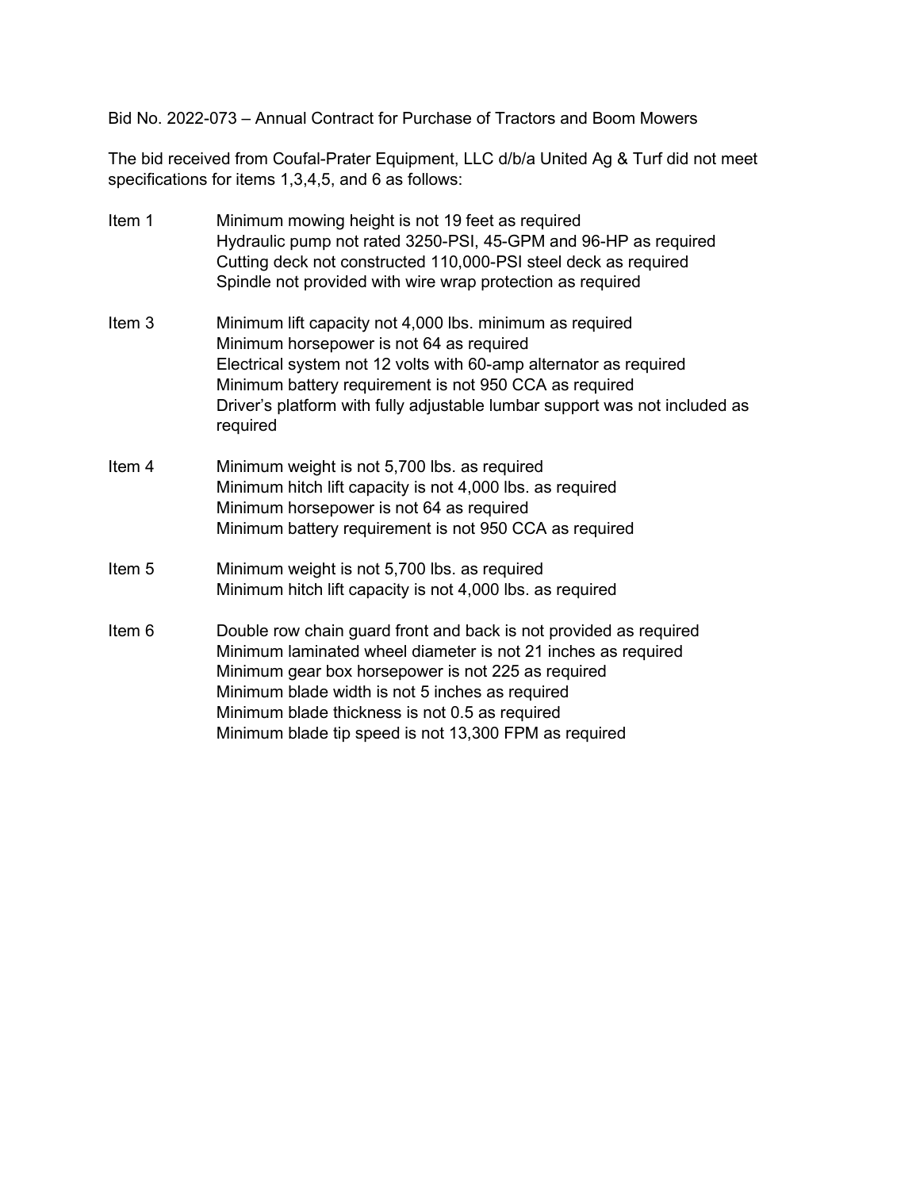Bid No. 2022-073 – Annual Contract for Purchase of Tractors and Boom Mowers

The bid received from Coufal-Prater Equipment, LLC d/b/a United Ag & Turf did not meet specifications for items 1,3,4,5, and 6 as follows:

| | |
|---|---|
| Item 1 | Minimum mowing height is not 19 feet as required<br>Hydraulic pump not rated 3250-PSI, 45-GPM and 96-HP as required<br>Cutting deck not constructed 110,000-PSI steel deck as required<br>Spindle not provided with wire wrap protection as required |
| Item 3 | Minimum lift capacity not 4,000 lbs. minimum as required<br>Minimum horsepower is not 64 as required<br>Electrical system not 12 volts with 60-amp alternator as required<br>Minimum battery requirement is not 950 CCA as required<br>Driver's platform with fully adjustable lumbar support was not included as required |
| Item 4 | Minimum weight is not 5,700 lbs. as required<br>Minimum hitch lift capacity is not 4,000 lbs. as required<br>Minimum horsepower is not 64 as required<br>Minimum battery requirement is not 950 CCA as required |
| Item 5 | Minimum weight is not 5,700 lbs. as required<br>Minimum hitch lift capacity is not 4,000 lbs. as required |
| Item 6 | Double row chain guard front and back is not provided as required<br>Minimum laminated wheel diameter is not 21 inches as required<br>Minimum gear box horsepower is not 225 as required<br>Minimum blade width is not 5 inches as required<br>Minimum blade thickness is not 0.5 as required<br>Minimum blade tip speed is not 13,300 FPM as required |